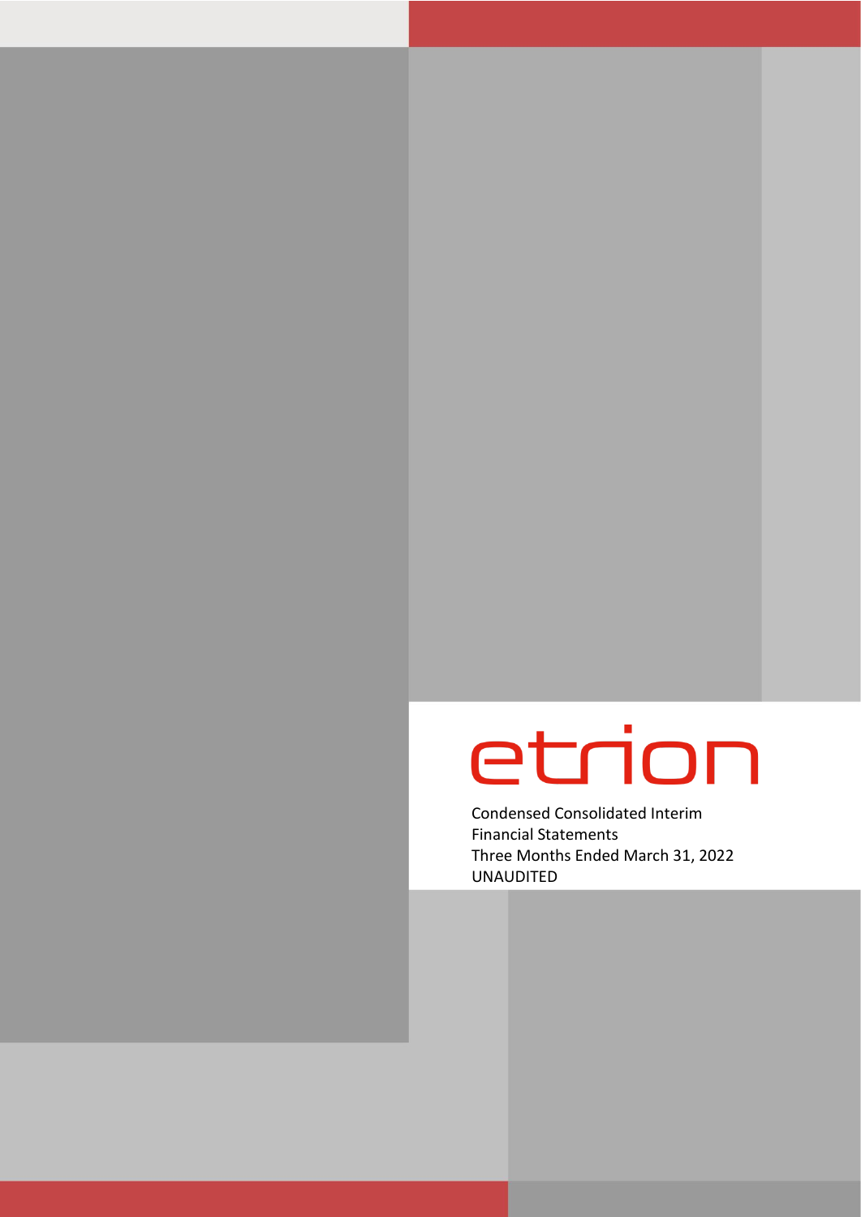# etrion

Condensed Consolidated Interim Financial Statements
Three Months Ended March 31, 2022
UNAUDITED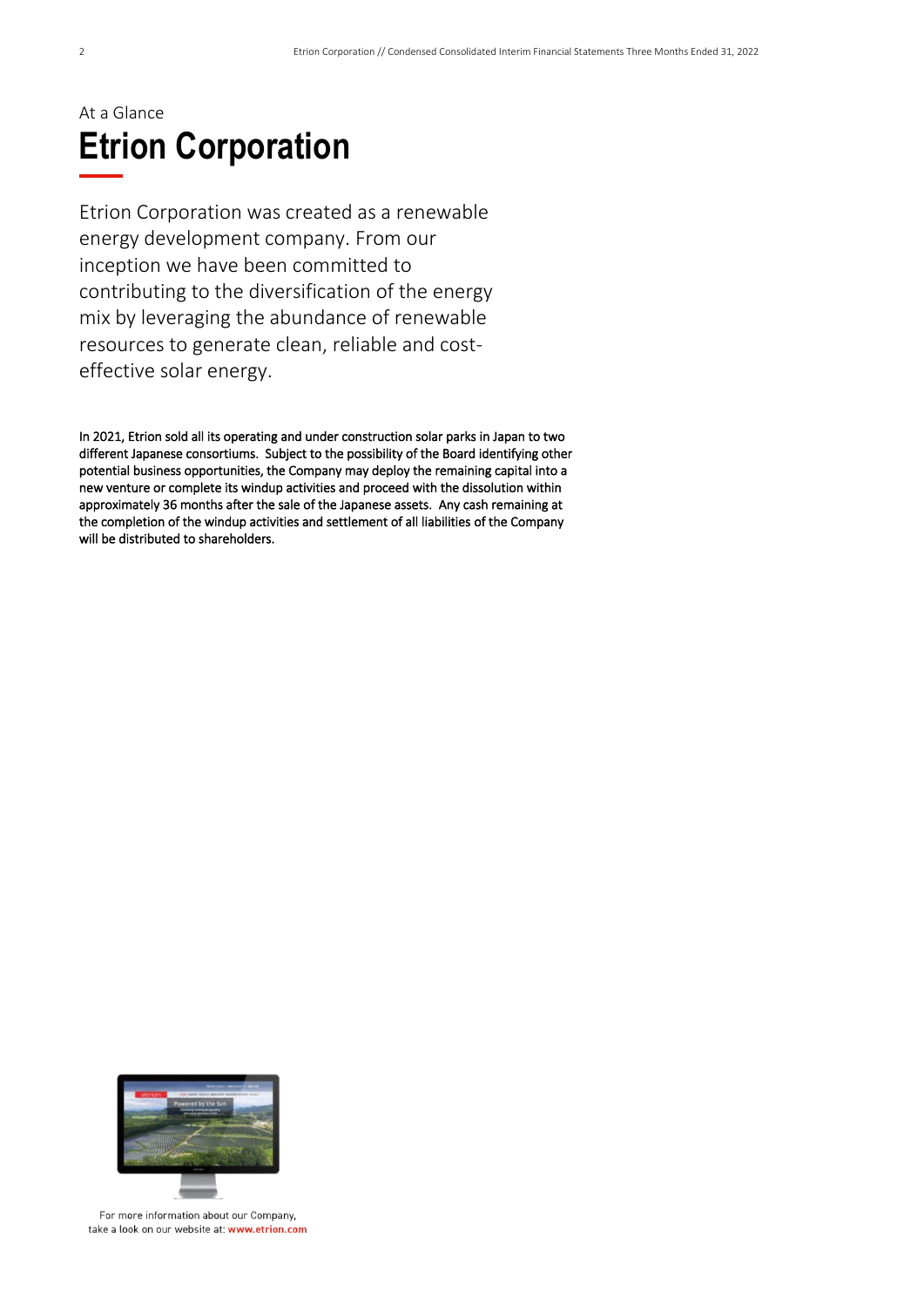At a Glance

# Etrion Corporation

Etrion Corporation was created as a renewable energy development company. From our inception we have been committed to contributing to the diversification of the energy mix by leveraging the abundance of renewable resources to generate clean, reliable and cost-effective solar energy.

**In 2021, Etrion sold all its operating and under construction solar parks in Japan to two different Japanese consortiums. Subject to the possibility of the Board identifying other potential business opportunities, the Company may deploy the remaining capital into a new venture or complete its windup activities and proceed with the dissolution within approximately 36 months after the sale of the Japanese assets. Any cash remaining at the completion of the windup activities and settlement of all liabilities of the Company will be distributed to shareholders.**

For more information about our Company, take a look on our website at: **www.etrion.com**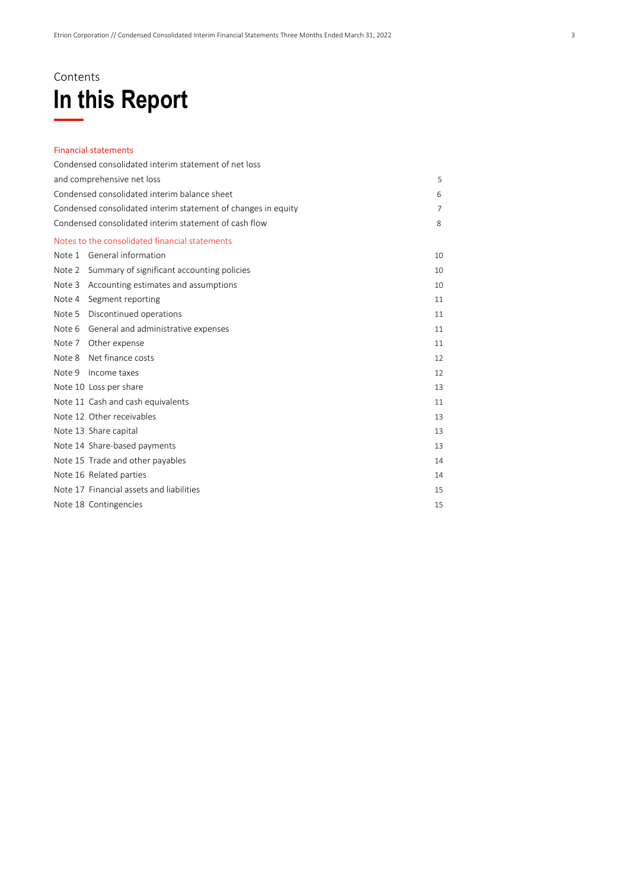Contents

# In this Report

## Financial statements

| | |
|---|---|
| Condensed consolidated interim statement of net loss and comprehensive net loss | 5 |
| Condensed consolidated interim balance sheet | 6 |
| Condensed consolidated interim statement of changes in equity | 7 |
| Condensed consolidated interim statement of cash flow | 8 |

## Notes to the consolidated financial statements

| | |
|---|---|
| Note 1 General information | 10 |
| Note 2 Summary of significant accounting policies | 10 |
| Note 3 Accounting estimates and assumptions | 10 |
| Note 4 Segment reporting | 11 |
| Note 5 Discontinued operations | 11 |
| Note 6 General and administrative expenses | 11 |
| Note 7 Other expense | 11 |
| Note 8 Net finance costs | 12 |
| Note 9 Income taxes | 12 |
| Note 10 Loss per share | 13 |
| Note 11 Cash and cash equivalents | 11 |
| Note 12 Other receivables | 13 |
| Note 13 Share capital | 13 |
| Note 14 Share-based payments | 13 |
| Note 15 Trade and other payables | 14 |
| Note 16 Related parties | 14 |
| Note 17 Financial assets and liabilities | 15 |
| Note 18 Contingencies | 15 |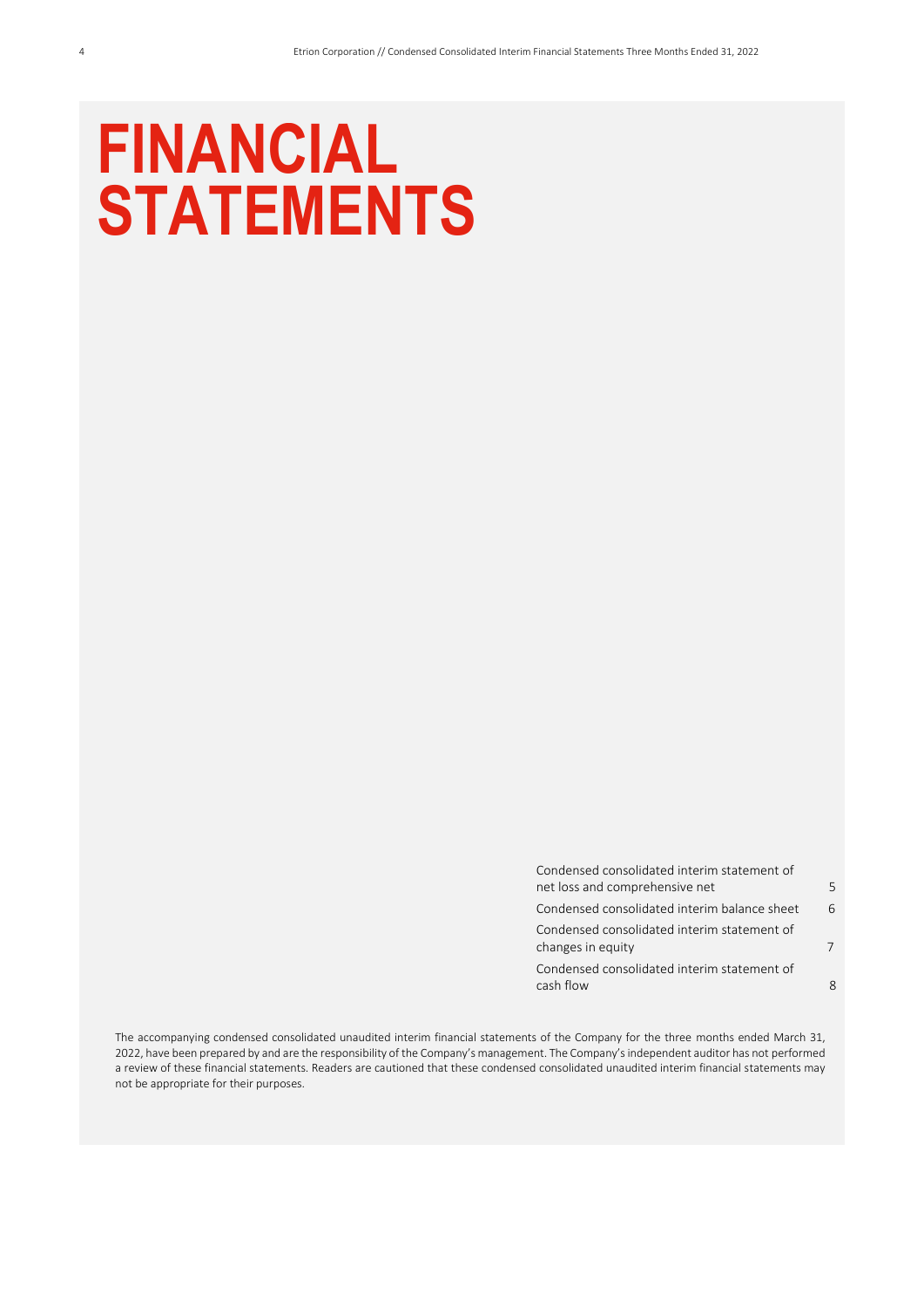# FINANCIAL STATEMENTS

| | |
|---|---|
| Condensed consolidated interim statement of net loss and comprehensive net | 5 |
| Condensed consolidated interim balance sheet | 6 |
| Condensed consolidated interim statement of changes in equity | 7 |
| Condensed consolidated interim statement of cash flow | 8 |

The accompanying condensed consolidated unaudited interim financial statements of the Company for the three months ended March 31, 2022, have been prepared by and are the responsibility of the Company's management. The Company's independent auditor has not performed a review of these financial statements. Readers are cautioned that these condensed consolidated unaudited interim financial statements may not be appropriate for their purposes.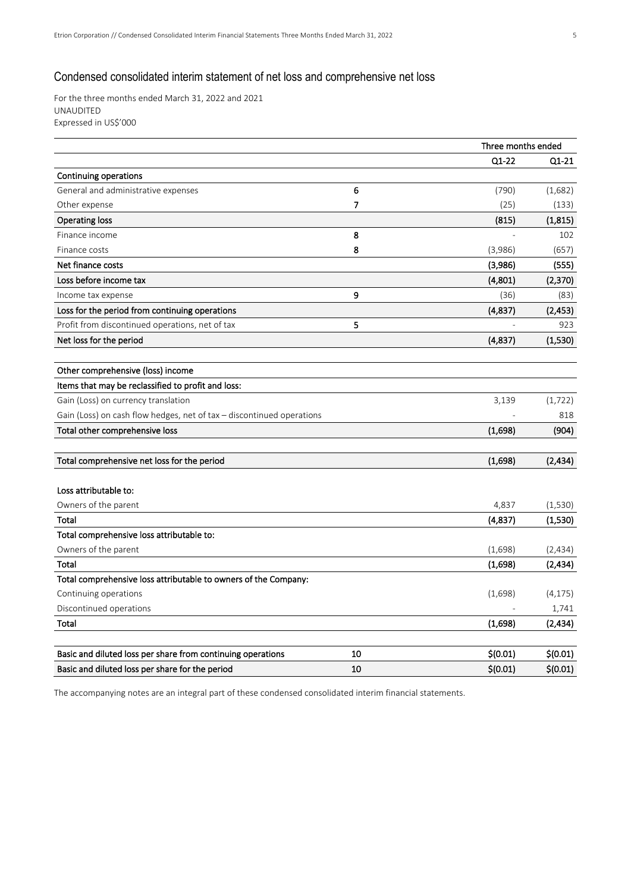## Condensed consolidated interim statement of net loss and comprehensive net loss

For the three months ended March 31, 2022 and 2021
UNAUDITED
Expressed in US$'000

| | | Three months ended | |
|---|---|---|---|
| | | Q1-22 | Q1-21 |
| **Continuing operations** | | | |
| General and administrative expenses | 6 | (790) | (1,682) |
| Other expense | 7 | (25) | (133) |
| **Operating loss** | | **(815)** | **(1,815)** |
| Finance income | 8 | - | 102 |
| Finance costs | 8 | (3,986) | (657) |
| **Net finance costs** | | **(3,986)** | **(555)** |
| **Loss before income tax** | | **(4,801)** | **(2,370)** |
| Income tax expense | 9 | (36) | (83) |
| **Loss for the period from continuing operations** | | **(4,837)** | **(2,453)** |
| Profit from discontinued operations, net of tax | 5 | - | 923 |
| **Net loss for the period** | | **(4,837)** | **(1,530)** |
| | | | |
| **Other comprehensive (loss) income** | | | |
| **Items that may be reclassified to profit and loss:** | | | |
| Gain (Loss) on currency translation | | 3,139 | (1,722) |
| Gain (Loss) on cash flow hedges, net of tax – discontinued operations | | - | 818 |
| **Total other comprehensive loss** | | **(1,698)** | **(904)** |
| | | | |
| **Total comprehensive net loss for the period** | | **(1,698)** | **(2,434)** |
| | | | |
| **Loss attributable to:** | | | |
| Owners of the parent | | 4,837 | (1,530) |
| **Total** | | **(4,837)** | **(1,530)** |
| **Total comprehensive loss attributable to:** | | | |
| Owners of the parent | | (1,698) | (2,434) |
| **Total** | | **(1,698)** | **(2,434)** |
| **Total comprehensive loss attributable to owners of the Company:** | | | |
| Continuing operations | | (1,698) | (4,175) |
| Discontinued operations | | - | 1,741 |
| **Total** | | **(1,698)** | **(2,434)** |
| | | | |
| **Basic and diluted loss per share from continuing operations** | **10** | **$(0.01)** | **$(0.01)** |
| **Basic and diluted loss per share for the period** | **10** | **$(0.01)** | **$(0.01)** |

The accompanying notes are an integral part of these condensed consolidated interim financial statements.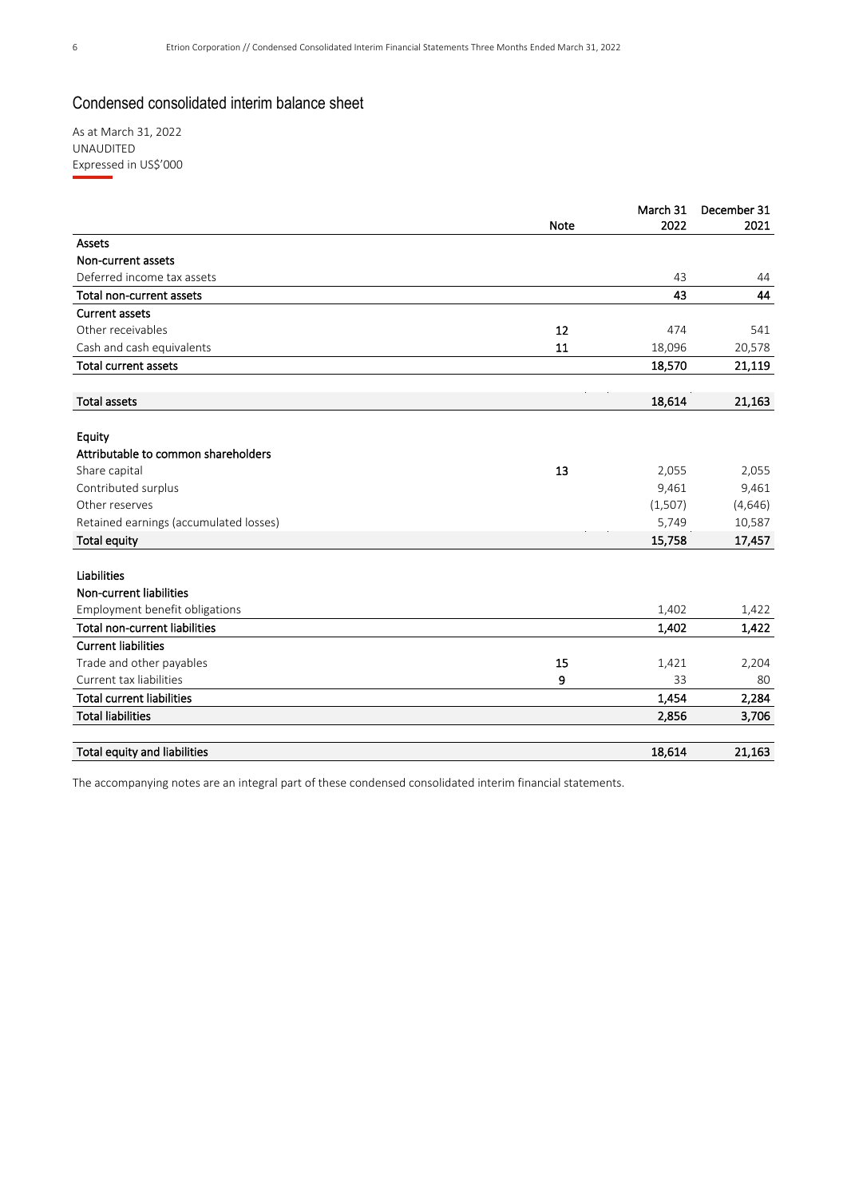## Condensed consolidated interim balance sheet

As at March 31, 2022
UNAUDITED
Expressed in US$'000

| | Note | March 31 2022 | December 31 2021 |
|---|---|---|---|
| **Assets** | | | |
| **Non-current assets** | | | |
| Deferred income tax assets | | 43 | 44 |
| **Total non-current assets** | | **43** | **44** |
| **Current assets** | | | |
| Other receivables | 12 | 474 | 541 |
| Cash and cash equivalents | 11 | 18,096 | 20,578 |
| **Total current assets** | | **18,570** | **21,119** |
| | | | |
| **Total assets** | | **18,614** | **21,163** |
| | | | |
| **Equity** | | | |
| **Attributable to common shareholders** | | | |
| Share capital | 13 | 2,055 | 2,055 |
| Contributed surplus | | 9,461 | 9,461 |
| Other reserves | | (1,507) | (4,646) |
| Retained earnings (accumulated losses) | | 5,749 | 10,587 |
| **Total equity** | | **15,758** | **17,457** |
| | | | |
| **Liabilities** | | | |
| **Non-current liabilities** | | | |
| Employment benefit obligations | | 1,402 | 1,422 |
| **Total non-current liabilities** | | **1,402** | **1,422** |
| **Current liabilities** | | | |
| Trade and other payables | 15 | 1,421 | 2,204 |
| Current tax liabilities | 9 | 33 | 80 |
| **Total current liabilities** | | **1,454** | **2,284** |
| **Total liabilities** | | **2,856** | **3,706** |
| | | | |
| **Total equity and liabilities** | | **18,614** | **21,163** |

The accompanying notes are an integral part of these condensed consolidated interim financial statements.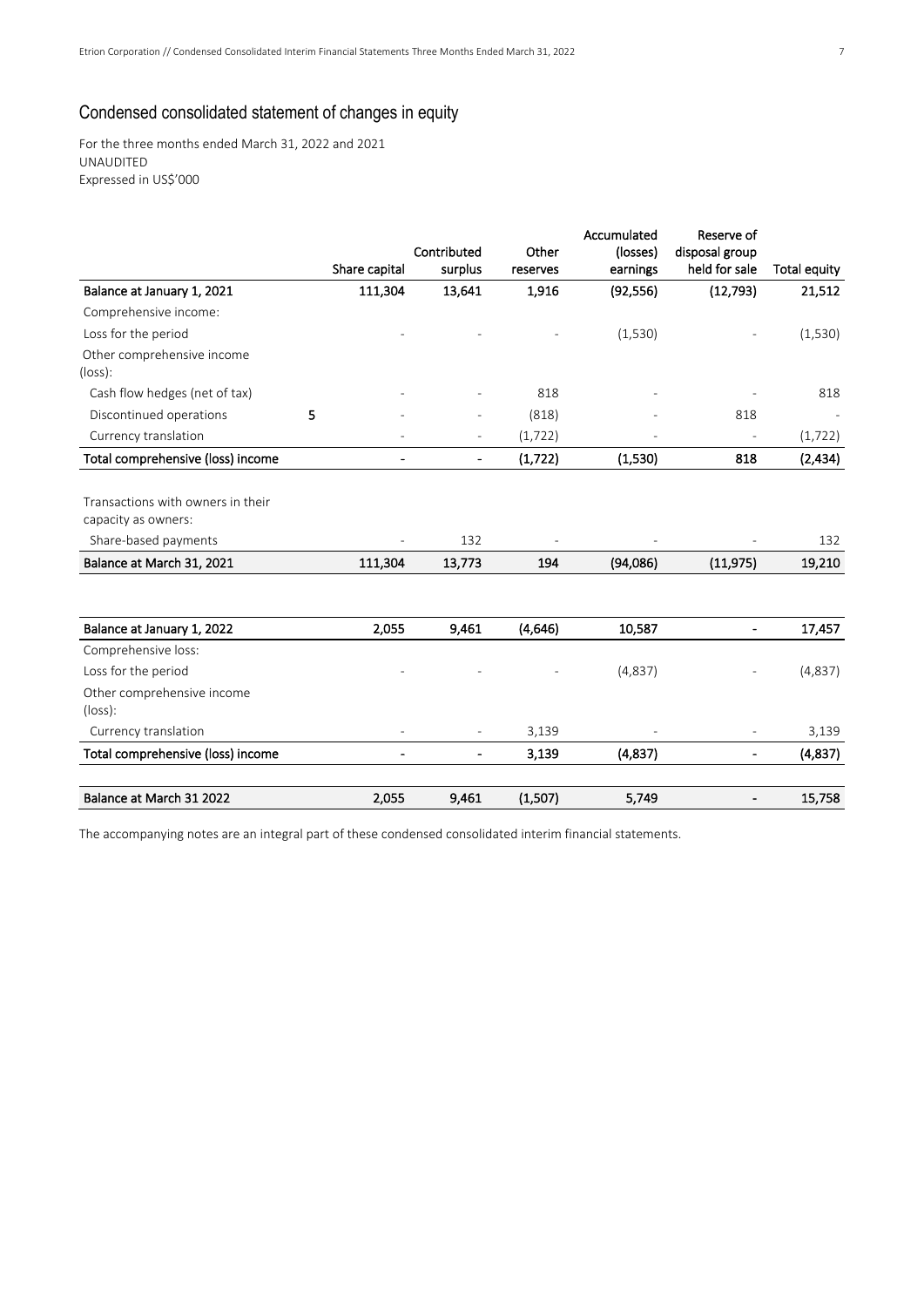## Condensed consolidated statement of changes in equity

For the three months ended March 31, 2022 and 2021
UNAUDITED
Expressed in US$'000

| | | Share capital | Contributed surplus | Other reserves | Accumulated (losses) earnings | Reserve of disposal group held for sale | Total equity |
|---|---|---|---|---|---|---|---|
| **Balance at January 1, 2021** | | **111,304** | **13,641** | **1,916** | **(92,556)** | **(12,793)** | **21,512** |
| Comprehensive income: | | | | | | | |
| Loss for the period | | - | - | - | (1,530) | - | (1,530) |
| Other comprehensive income (loss): | | | | | | | |
| Cash flow hedges (net of tax) | | - | - | 818 | - | - | 818 |
| Discontinued operations | 5 | - | - | (818) | - | 818 | - |
| Currency translation | | - | - | (1,722) | - | - | (1,722) |
| **Total comprehensive (loss) income** | | **-** | **-** | **(1,722)** | **(1,530)** | **818** | **(2,434)** |
| Transactions with owners in their capacity as owners: | | | | | | | |
| Share-based payments | | - | 132 | - | - | - | 132 |
| **Balance at March 31, 2021** | | **111,304** | **13,773** | **194** | **(94,086)** | **(11,975)** | **19,210** |
| | | | | | | | |
| **Balance at January 1, 2022** | | **2,055** | **9,461** | **(4,646)** | **10,587** | **-** | **17,457** |
| Comprehensive loss: | | | | | | | |
| Loss for the period | | - | - | - | (4,837) | - | (4,837) |
| Other comprehensive income (loss): | | | | | | | |
| Currency translation | | - | - | 3,139 | - | - | 3,139 |
| **Total comprehensive (loss) income** | | **-** | **-** | **3,139** | **(4,837)** | **-** | **(4,837)** |
| **Balance at March 31 2022** | | **2,055** | **9,461** | **(1,507)** | **5,749** | **-** | **15,758** |

The accompanying notes are an integral part of these condensed consolidated interim financial statements.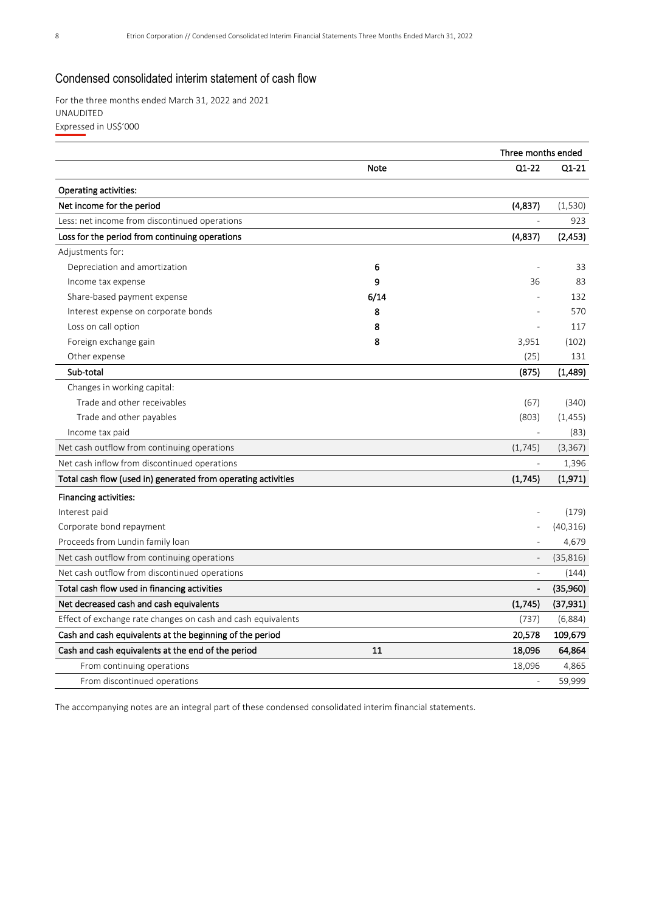## Condensed consolidated interim statement of cash flow

For the three months ended March 31, 2022 and 2021
UNAUDITED
Expressed in US$'000

| | Note | Three months ended Q1-22 | Q1-21 |
|---|---|---|---|
| **Operating activities:** | | | |
| **Net income for the period** | | **(4,837)** | (1,530) |
| Less: net income from discontinued operations | | - | 923 |
| **Loss for the period from continuing operations** | | **(4,837)** | **(2,453)** |
| Adjustments for: | | | |
| Depreciation and amortization | 6 | - | 33 |
| Income tax expense | 9 | 36 | 83 |
| Share-based payment expense | 6/14 | - | 132 |
| Interest expense on corporate bonds | 8 | - | 570 |
| Loss on call option | 8 | - | 117 |
| Foreign exchange gain | 8 | 3,951 | (102) |
| Other expense | | (25) | 131 |
| **Sub-total** | | **(875)** | **(1,489)** |
| Changes in working capital: | | | |
| Trade and other receivables | | (67) | (340) |
| Trade and other payables | | (803) | (1,455) |
| Income tax paid | | - | (83) |
| Net cash outflow from continuing operations | | (1,745) | (3,367) |
| Net cash inflow from discontinued operations | | - | 1,396 |
| **Total cash flow (used in) generated from operating activities** | | **(1,745)** | **(1,971)** |
| **Financing activities:** | | | |
| Interest paid | | - | (179) |
| Corporate bond repayment | | - | (40,316) |
| Proceeds from Lundin family loan | | - | 4,679 |
| Net cash outflow from continuing operations | | - | (35,816) |
| Net cash outflow from discontinued operations | | - | (144) |
| **Total cash flow used in financing activities** | | **-** | **(35,960)** |
| **Net decreased cash and cash equivalents** | | **(1,745)** | **(37,931)** |
| Effect of exchange rate changes on cash and cash equivalents | | (737) | (6,884) |
| **Cash and cash equivalents at the beginning of the period** | | **20,578** | **109,679** |
| **Cash and cash equivalents at the end of the period** | 11 | **18,096** | **64,864** |
| From continuing operations | | 18,096 | 4,865 |
| From discontinued operations | | - | 59,999 |

The accompanying notes are an integral part of these condensed consolidated interim financial statements.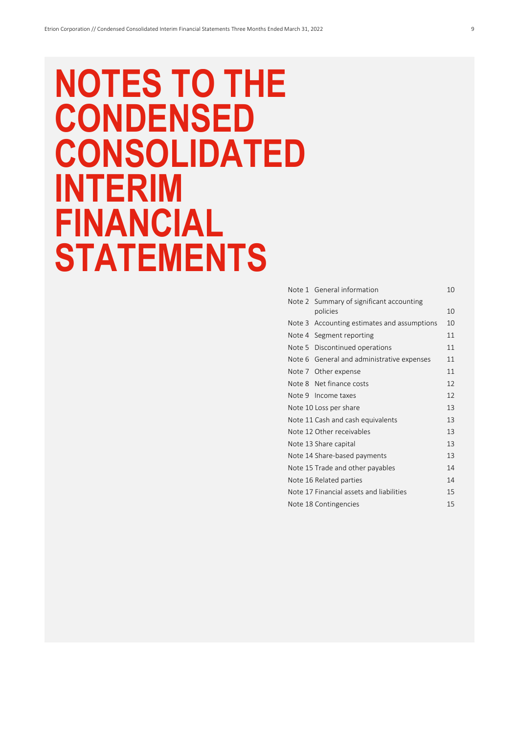# NOTES TO THE CONDENSED CONSOLIDATED INTERIM FINANCIAL STATEMENTS

| | | |
|---|---|---|
| Note 1 | General information | 10 |
| Note 2 | Summary of significant accounting policies | 10 |
| Note 3 | Accounting estimates and assumptions | 10 |
| Note 4 | Segment reporting | 11 |
| Note 5 | Discontinued operations | 11 |
| Note 6 | General and administrative expenses | 11 |
| Note 7 | Other expense | 11 |
| Note 8 | Net finance costs | 12 |
| Note 9 | Income taxes | 12 |
| Note 10 | Loss per share | 13 |
| Note 11 | Cash and cash equivalents | 13 |
| Note 12 | Other receivables | 13 |
| Note 13 | Share capital | 13 |
| Note 14 | Share-based payments | 13 |
| Note 15 | Trade and other payables | 14 |
| Note 16 | Related parties | 14 |
| Note 17 | Financial assets and liabilities | 15 |
| Note 18 | Contingencies | 15 |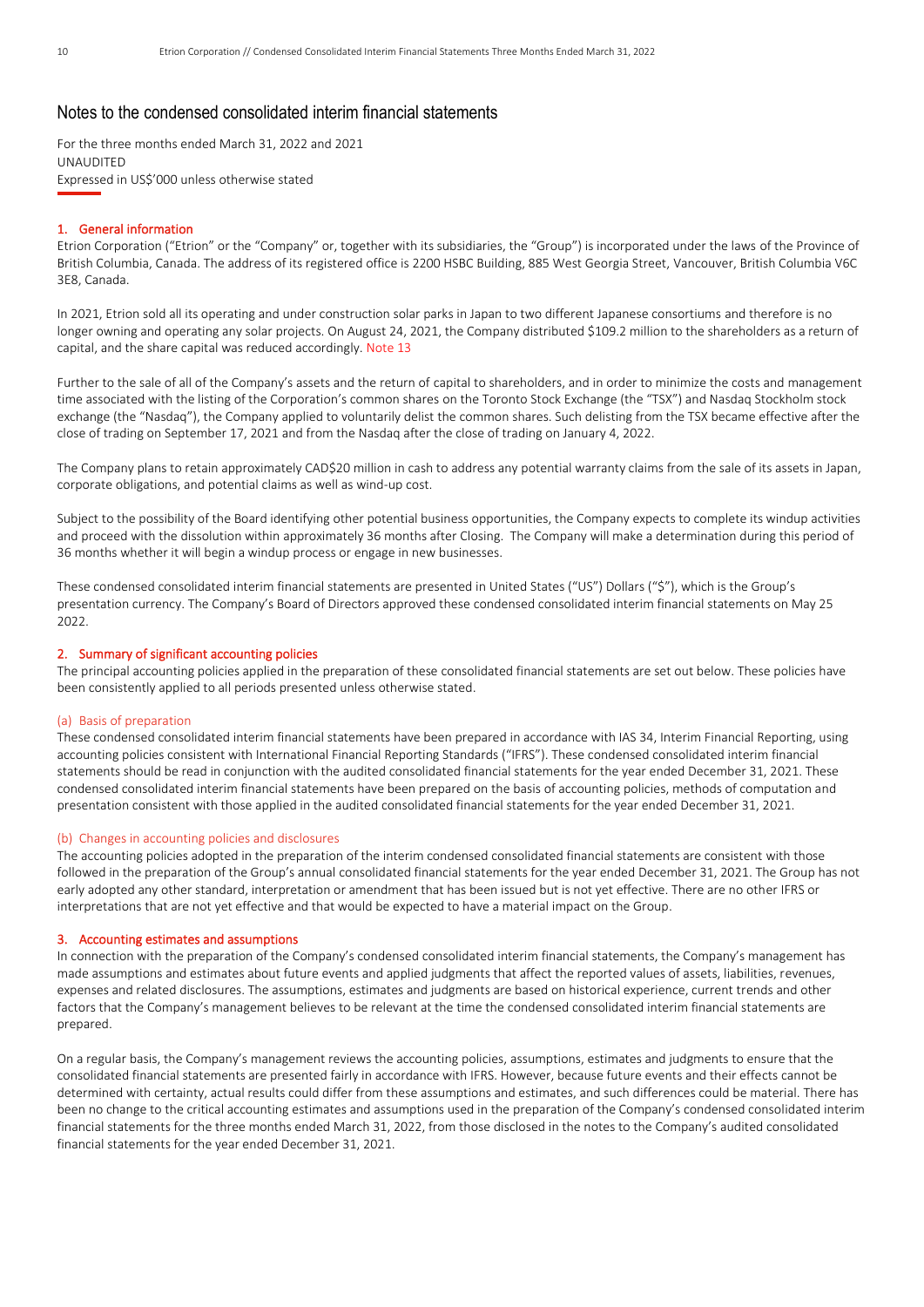# Notes to the condensed consolidated interim financial statements

For the three months ended March 31, 2022 and 2021
UNAUDITED
Expressed in US$'000 unless otherwise stated

## 1. General information

Etrion Corporation ("Etrion" or the "Company" or, together with its subsidiaries, the "Group") is incorporated under the laws of the Province of British Columbia, Canada. The address of its registered office is 2200 HSBC Building, 885 West Georgia Street, Vancouver, British Columbia V6C 3E8, Canada.

In 2021, Etrion sold all its operating and under construction solar parks in Japan to two different Japanese consortiums and therefore is no longer owning and operating any solar projects. On August 24, 2021, the Company distributed $109.2 million to the shareholders as a return of capital, and the share capital was reduced accordingly. Note 13

Further to the sale of all of the Company's assets and the return of capital to shareholders, and in order to minimize the costs and management time associated with the listing of the Corporation's common shares on the Toronto Stock Exchange (the "TSX") and Nasdaq Stockholm stock exchange (the "Nasdaq"), the Company applied to voluntarily delist the common shares. Such delisting from the TSX became effective after the close of trading on September 17, 2021 and from the Nasdaq after the close of trading on January 4, 2022.

The Company plans to retain approximately CAD$20 million in cash to address any potential warranty claims from the sale of its assets in Japan, corporate obligations, and potential claims as well as wind-up cost.

Subject to the possibility of the Board identifying other potential business opportunities, the Company expects to complete its windup activities and proceed with the dissolution within approximately 36 months after Closing. The Company will make a determination during this period of 36 months whether it will begin a windup process or engage in new businesses.

These condensed consolidated interim financial statements are presented in United States ("US") Dollars ("$"), which is the Group's presentation currency. The Company's Board of Directors approved these condensed consolidated interim financial statements on May 25 2022.

## 2. Summary of significant accounting policies

The principal accounting policies applied in the preparation of these consolidated financial statements are set out below. These policies have been consistently applied to all periods presented unless otherwise stated.

### (a) Basis of preparation

These condensed consolidated interim financial statements have been prepared in accordance with IAS 34, Interim Financial Reporting, using accounting policies consistent with International Financial Reporting Standards ("IFRS"). These condensed consolidated interim financial statements should be read in conjunction with the audited consolidated financial statements for the year ended December 31, 2021. These condensed consolidated interim financial statements have been prepared on the basis of accounting policies, methods of computation and presentation consistent with those applied in the audited consolidated financial statements for the year ended December 31, 2021.

### (b) Changes in accounting policies and disclosures

The accounting policies adopted in the preparation of the interim condensed consolidated financial statements are consistent with those followed in the preparation of the Group's annual consolidated financial statements for the year ended December 31, 2021. The Group has not early adopted any other standard, interpretation or amendment that has been issued but is not yet effective. There are no other IFRS or interpretations that are not yet effective and that would be expected to have a material impact on the Group.

## 3. Accounting estimates and assumptions

In connection with the preparation of the Company's condensed consolidated interim financial statements, the Company's management has made assumptions and estimates about future events and applied judgments that affect the reported values of assets, liabilities, revenues, expenses and related disclosures. The assumptions, estimates and judgments are based on historical experience, current trends and other factors that the Company's management believes to be relevant at the time the condensed consolidated interim financial statements are prepared.

On a regular basis, the Company's management reviews the accounting policies, assumptions, estimates and judgments to ensure that the consolidated financial statements are presented fairly in accordance with IFRS. However, because future events and their effects cannot be determined with certainty, actual results could differ from these assumptions and estimates, and such differences could be material. There has been no change to the critical accounting estimates and assumptions used in the preparation of the Company's condensed consolidated interim financial statements for the three months ended March 31, 2022, from those disclosed in the notes to the Company's audited consolidated financial statements for the year ended December 31, 2021.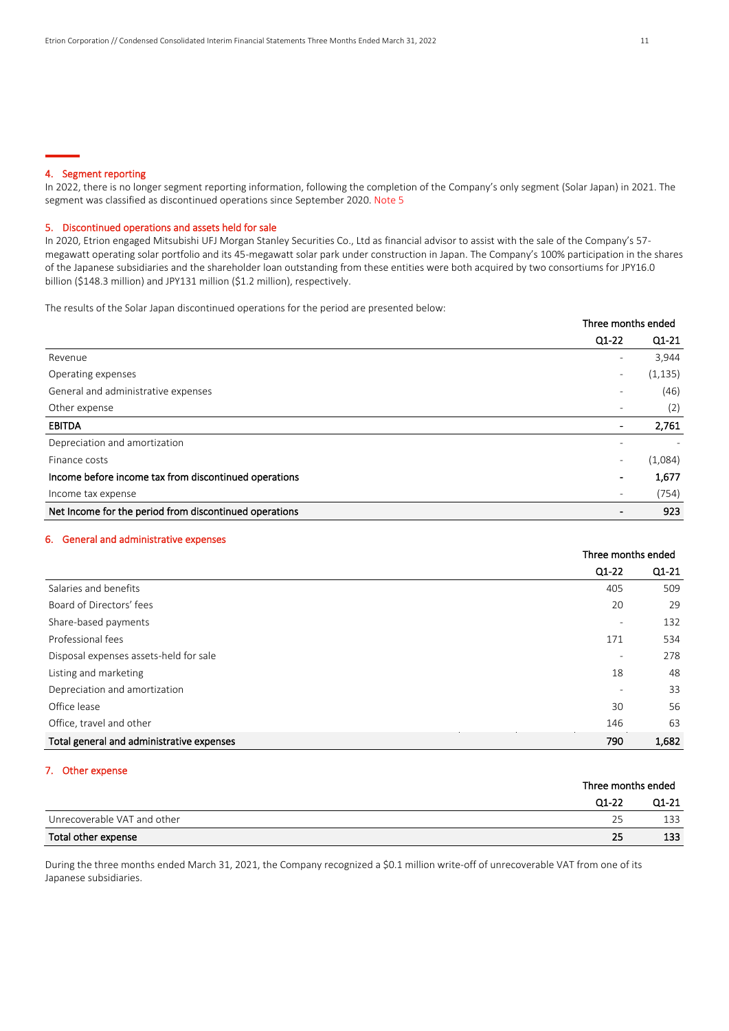## 4. Segment reporting

In 2022, there is no longer segment reporting information, following the completion of the Company's only segment (Solar Japan) in 2021. The segment was classified as discontinued operations since September 2020. Note 5

## 5. Discontinued operations and assets held for sale

In 2020, Etrion engaged Mitsubishi UFJ Morgan Stanley Securities Co., Ltd as financial advisor to assist with the sale of the Company's 57-megawatt operating solar portfolio and its 45-megawatt solar park under construction in Japan. The Company's 100% participation in the shares of the Japanese subsidiaries and the shareholder loan outstanding from these entities were both acquired by two consortiums for JPY16.0 billion ($148.3 million) and JPY131 million ($1.2 million), respectively.

The results of the Solar Japan discontinued operations for the period are presented below:

| | Three months ended | |
|---|---|---|
| | Q1-22 | Q1-21 |
| Revenue | - | 3,944 |
| Operating expenses | - | (1,135) |
| General and administrative expenses | - | (46) |
| Other expense | - | (2) |
| **EBITDA** | **-** | **2,761** |
| Depreciation and amortization | - | - |
| Finance costs | - | (1,084) |
| **Income before income tax from discontinued operations** | **-** | **1,677** |
| Income tax expense | - | (754) |
| **Net Income for the period from discontinued operations** | **-** | **923** |

## 6. General and administrative expenses

| | Three months ended | |
|---|---|---|
| | Q1-22 | Q1-21 |
| Salaries and benefits | 405 | 509 |
| Board of Directors' fees | 20 | 29 |
| Share-based payments | - | 132 |
| Professional fees | 171 | 534 |
| Disposal expenses assets-held for sale | - | 278 |
| Listing and marketing | 18 | 48 |
| Depreciation and amortization | - | 33 |
| Office lease | 30 | 56 |
| Office, travel and other | 146 | 63 |
| **Total general and administrative expenses** | **790** | **1,682** |

## 7. Other expense

| | Three months ended | |
|---|---|---|
| | Q1-22 | Q1-21 |
| Unrecoverable VAT and other | 25 | 133 |
| **Total other expense** | **25** | **133** |

During the three months ended March 31, 2021, the Company recognized a $0.1 million write-off of unrecoverable VAT from one of its Japanese subsidiaries.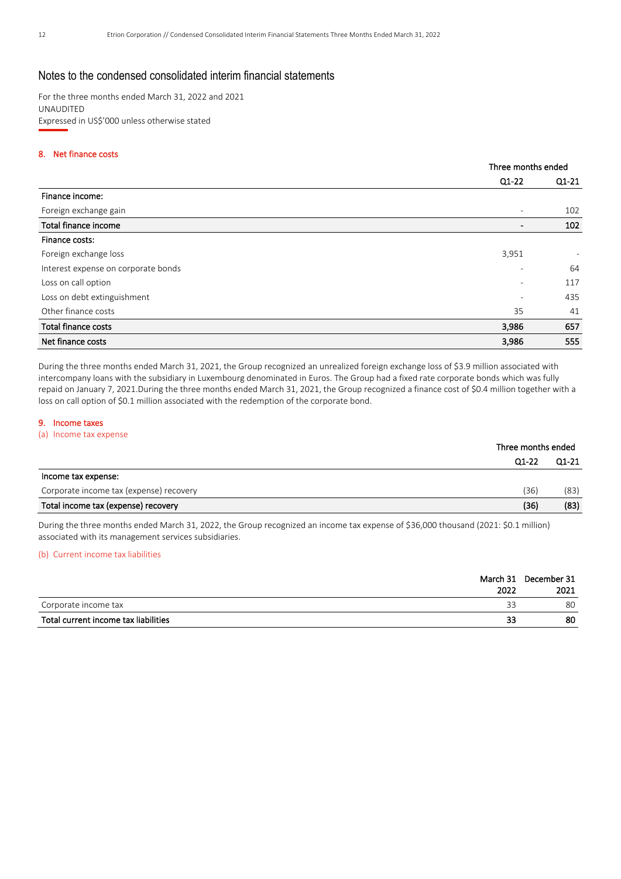# Notes to the condensed consolidated interim financial statements

For the three months ended March 31, 2022 and 2021
UNAUDITED
Expressed in US$'000 unless otherwise stated

## 8. Net finance costs

| | Three months ended | |
|---|---|---|
| | Q1-22 | Q1-21 |
| **Finance income:** | | |
| Foreign exchange gain | - | 102 |
| **Total finance income** | **-** | **102** |
| **Finance costs:** | | |
| Foreign exchange loss | 3,951 | - |
| Interest expense on corporate bonds | - | 64 |
| Loss on call option | - | 117 |
| Loss on debt extinguishment | - | 435 |
| Other finance costs | 35 | 41 |
| **Total finance costs** | **3,986** | **657** |
| **Net finance costs** | **3,986** | **555** |

During the three months ended March 31, 2021, the Group recognized an unrealized foreign exchange loss of $3.9 million associated with intercompany loans with the subsidiary in Luxembourg denominated in Euros. The Group had a fixed rate corporate bonds which was fully repaid on January 7, 2021.During the three months ended March 31, 2021, the Group recognized a finance cost of $0.4 million together with a loss on call option of $0.1 million associated with the redemption of the corporate bond.

## 9. Income taxes

### (a) Income tax expense

| | Three months ended | |
|---|---|---|
| | Q1-22 | Q1-21 |
| **Income tax expense:** | | |
| Corporate income tax (expense) recovery | (36) | (83) |
| **Total income tax (expense) recovery** | **(36)** | **(83)** |

During the three months ended March 31, 2022, the Group recognized an income tax expense of $36,000 thousand (2021: $0.1 million) associated with its management services subsidiaries.

### (b) Current income tax liabilities

| | March 31 2022 | December 31 2021 |
|---|---|---|
| Corporate income tax | 33 | 80 |
| **Total current income tax liabilities** | **33** | **80** |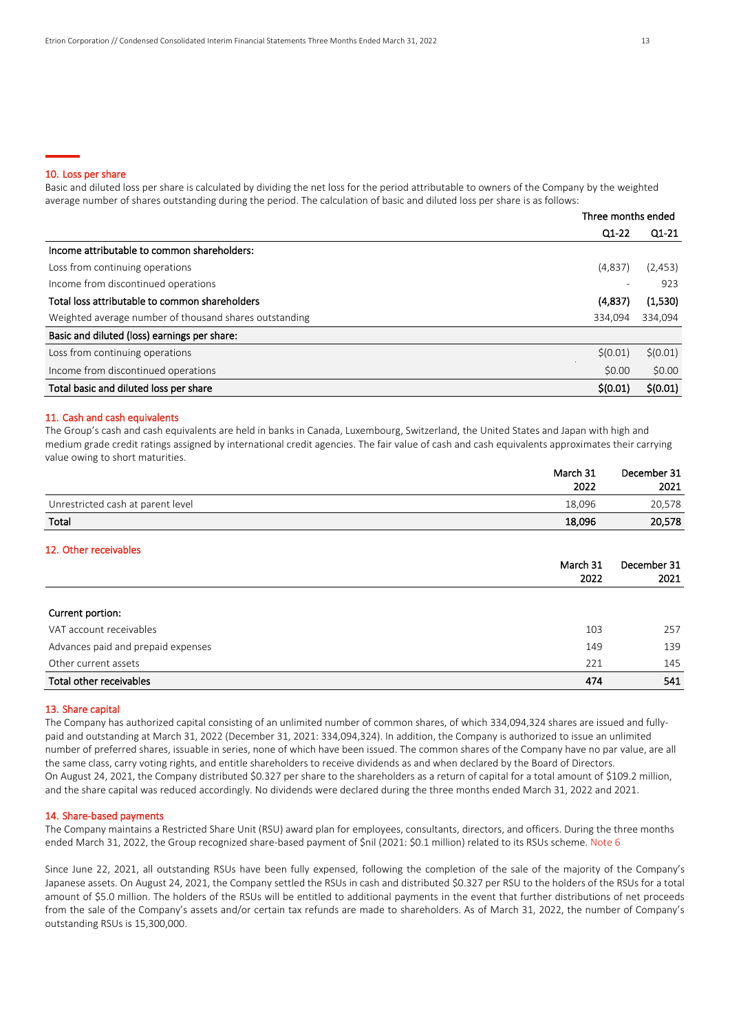## 10. Loss per share

Basic and diluted loss per share is calculated by dividing the net loss for the period attributable to owners of the Company by the weighted average number of shares outstanding during the period. The calculation of basic and diluted loss per share is as follows:

| | Three months ended | |
|---|---|---|
| | Q1-22 | Q1-21 |
| **Income attributable to common shareholders:** | | |
| Loss from continuing operations | (4,837) | (2,453) |
| Income from discontinued operations | - | 923 |
| **Total loss attributable to common shareholders** | **(4,837)** | **(1,530)** |
| Weighted average number of thousand shares outstanding | 334,094 | 334,094 |
| **Basic and diluted (loss) earnings per share:** | | |
| Loss from continuing operations | $(0.01) | $(0.01) |
| Income from discontinued operations | $0.00 | $0.00 |
| **Total basic and diluted loss per share** | **$(0.01)** | **$(0.01)** |

## 11. Cash and cash equivalents

The Group's cash and cash equivalents are held in banks in Canada, Luxembourg, Switzerland, the United States and Japan with high and medium grade credit ratings assigned by international credit agencies. The fair value of cash and cash equivalents approximates their carrying value owing to short maturities.

| | March 31 2022 | December 31 2021 |
|---|---|---|
| Unrestricted cash at parent level | 18,096 | 20,578 |
| **Total** | **18,096** | **20,578** |

## 12. Other receivables

| | March 31 2022 | December 31 2021 |
|---|---|---|
| **Current portion:** | | |
| VAT account receivables | 103 | 257 |
| Advances paid and prepaid expenses | 149 | 139 |
| Other current assets | 221 | 145 |
| **Total other receivables** | **474** | **541** |

## 13. Share capital

The Company has authorized capital consisting of an unlimited number of common shares, of which 334,094,324 shares are issued and fully-paid and outstanding at March 31, 2022 (December 31, 2021: 334,094,324). In addition, the Company is authorized to issue an unlimited number of preferred shares, issuable in series, none of which have been issued. The common shares of the Company have no par value, are all the same class, carry voting rights, and entitle shareholders to receive dividends as and when declared by the Board of Directors.
On August 24, 2021, the Company distributed $0.327 per share to the shareholders as a return of capital for a total amount of $109.2 million, and the share capital was reduced accordingly. No dividends were declared during the three months ended March 31, 2022 and 2021.

## 14. Share-based payments

The Company maintains a Restricted Share Unit (RSU) award plan for employees, consultants, directors, and officers. During the three months ended March 31, 2022, the Group recognized share-based payment of $nil (2021: $0.1 million) related to its RSUs scheme. Note 6

Since June 22, 2021, all outstanding RSUs have been fully expensed, following the completion of the sale of the majority of the Company's Japanese assets. On August 24, 2021, the Company settled the RSUs in cash and distributed $0.327 per RSU to the holders of the RSUs for a total amount of $5.0 million. The holders of the RSUs will be entitled to additional payments in the event that further distributions of net proceeds from the sale of the Company's assets and/or certain tax refunds are made to shareholders. As of March 31, 2022, the number of Company's outstanding RSUs is 15,300,000.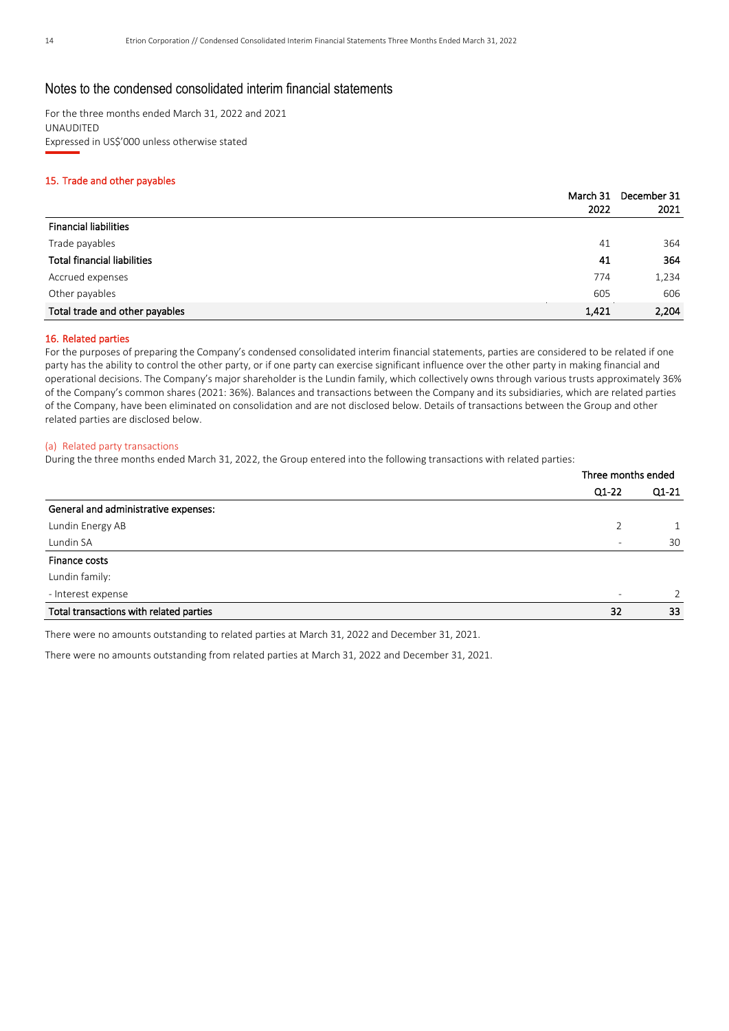# Notes to the condensed consolidated interim financial statements

For the three months ended March 31, 2022 and 2021
UNAUDITED
Expressed in US$'000 unless otherwise stated

## 15. Trade and other payables

| | March 31 2022 | December 31 2021 |
|---|---|---|
| **Financial liabilities** | | |
| Trade payables | 41 | 364 |
| **Total financial liabilities** | **41** | **364** |
| Accrued expenses | 774 | 1,234 |
| Other payables | 605 | 606 |
| **Total trade and other payables** | **1,421** | **2,204** |

## 16. Related parties

For the purposes of preparing the Company's condensed consolidated interim financial statements, parties are considered to be related if one party has the ability to control the other party, or if one party can exercise significant influence over the other party in making financial and operational decisions. The Company's major shareholder is the Lundin family, which collectively owns through various trusts approximately 36% of the Company's common shares (2021: 36%). Balances and transactions between the Company and its subsidiaries, which are related parties of the Company, have been eliminated on consolidation and are not disclosed below. Details of transactions between the Group and other related parties are disclosed below.

### (a) Related party transactions

During the three months ended March 31, 2022, the Group entered into the following transactions with related parties:

| | Three months ended | |
|---|---|---|
| | Q1-22 | Q1-21 |
| **General and administrative expenses:** | | |
| Lundin Energy AB | 2 | 1 |
| Lundin SA | - | 30 |
| **Finance costs** | | |
| Lundin family: | | |
| - Interest expense | - | 2 |
| **Total transactions with related parties** | **32** | **33** |

There were no amounts outstanding to related parties at March 31, 2022 and December 31, 2021.

There were no amounts outstanding from related parties at March 31, 2022 and December 31, 2021.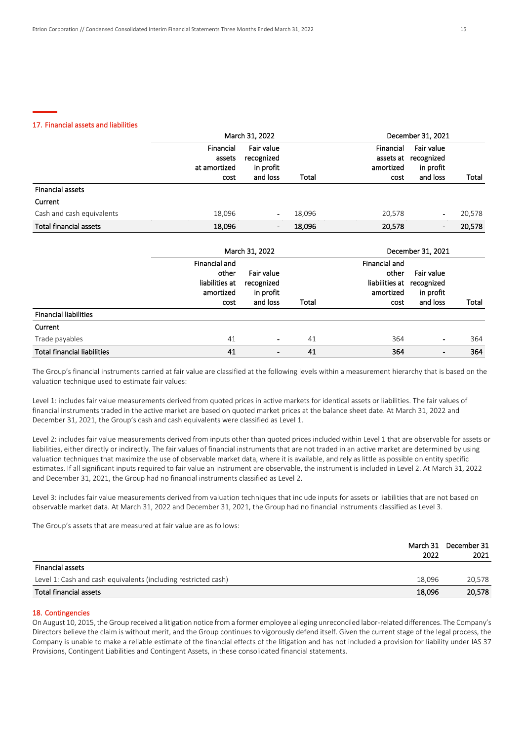## 17. Financial assets and liabilities

| | March 31, 2022 | | | December 31, 2021 | | |
|---|---|---|---|---|---|---|
| | Financial assets at amortized cost | Fair value recognized in profit and loss | Total | Financial assets at amortized cost | Fair value recognized in profit and loss | Total |
| **Financial assets** | | | | | | |
| **Current** | | | | | | |
| Cash and cash equivalents | 18,096 | - | 18,096 | 20,578 | - | 20,578 |
| **Total financial assets** | **18,096** | **-** | **18,096** | **20,578** | **-** | **20,578** |

| | March 31, 2022 | | | December 31, 2021 | | |
|---|---|---|---|---|---|---|
| | Financial and other liabilities at amortized cost | Fair value recognized in profit and loss | Total | Financial and other liabilities at amortized cost | Fair value recognized in profit and loss | Total |
| **Financial liabilities** | | | | | | |
| **Current** | | | | | | |
| Trade payables | 41 | - | 41 | 364 | - | 364 |
| **Total financial liabilities** | **41** | **-** | **41** | **364** | **-** | **364** |

The Group's financial instruments carried at fair value are classified at the following levels within a measurement hierarchy that is based on the valuation technique used to estimate fair values:

Level 1: includes fair value measurements derived from quoted prices in active markets for identical assets or liabilities. The fair values of financial instruments traded in the active market are based on quoted market prices at the balance sheet date. At March 31, 2022 and December 31, 2021, the Group's cash and cash equivalents were classified as Level 1.

Level 2: includes fair value measurements derived from inputs other than quoted prices included within Level 1 that are observable for assets or liabilities, either directly or indirectly. The fair values of financial instruments that are not traded in an active market are determined by using valuation techniques that maximize the use of observable market data, where it is available, and rely as little as possible on entity specific estimates. If all significant inputs required to fair value an instrument are observable, the instrument is included in Level 2. At March 31, 2022 and December 31, 2021, the Group had no financial instruments classified as Level 2.

Level 3: includes fair value measurements derived from valuation techniques that include inputs for assets or liabilities that are not based on observable market data. At March 31, 2022 and December 31, 2021, the Group had no financial instruments classified as Level 3.

The Group's assets that are measured at fair value are as follows:

| | March 31 2022 | December 31 2021 |
|---|---|---|
| **Financial assets** | | |
| Level 1: Cash and cash equivalents (including restricted cash) | 18,096 | 20,578 |
| **Total financial assets** | **18,096** | **20,578** |

## 18. Contingencies

On August 10, 2015, the Group received a litigation notice from a former employee alleging unreconciled labor-related differences. The Company's Directors believe the claim is without merit, and the Group continues to vigorously defend itself. Given the current stage of the legal process, the Company is unable to make a reliable estimate of the financial effects of the litigation and has not included a provision for liability under IAS 37 Provisions, Contingent Liabilities and Contingent Assets, in these consolidated financial statements.